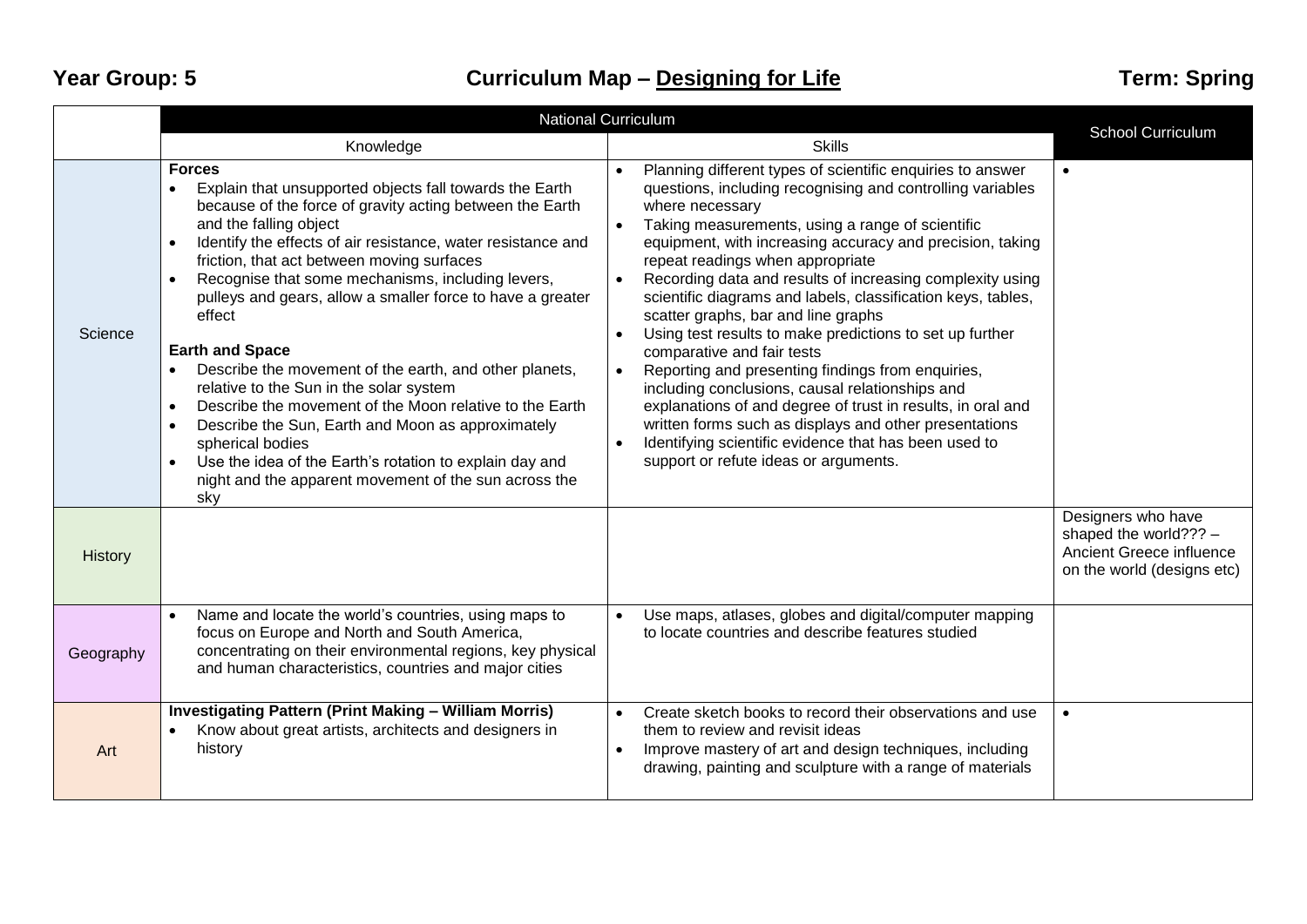**Year Group: 5** **Curriculum Map – Designing for Life** **Term: Spring**

| | National Curriculum | | School Curriculum |
|---|---|---|---|
| | Knowledge | Skills | |
| Science | **Forces**<br>• Explain that unsupported objects fall towards the Earth because of the force of gravity acting between the Earth and the falling object<br>• Identify the effects of air resistance, water resistance and friction, that act between moving surfaces<br>• Recognise that some mechanisms, including levers, pulleys and gears, allow a smaller force to have a greater effect<br><br>**Earth and Space**<br>• Describe the movement of the earth, and other planets, relative to the Sun in the solar system<br>• Describe the movement of the Moon relative to the Earth<br>• Describe the Sun, Earth and Moon as approximately spherical bodies<br>• Use the idea of the Earth's rotation to explain day and night and the apparent movement of the sun across the sky | • Planning different types of scientific enquiries to answer questions, including recognising and controlling variables where necessary<br>• Taking measurements, using a range of scientific equipment, with increasing accuracy and precision, taking repeat readings when appropriate<br>• Recording data and results of increasing complexity using scientific diagrams and labels, classification keys, tables, scatter graphs, bar and line graphs<br>• Using test results to make predictions to set up further comparative and fair tests<br>• Reporting and presenting findings from enquiries, including conclusions, causal relationships and explanations of and degree of trust in results, in oral and written forms such as displays and other presentations<br>• Identifying scientific evidence that has been used to support or refute ideas or arguments. | • |
| History | | | Designers who have shaped the world??? – Ancient Greece influence on the world (designs etc) |
| Geography | • Name and locate the world's countries, using maps to focus on Europe and North and South America, concentrating on their environmental regions, key physical and human characteristics, countries and major cities | • Use maps, atlases, globes and digital/computer mapping to locate countries and describe features studied | |
| Art | **Investigating Pattern (Print Making – William Morris)**<br>• Know about great artists, architects and designers in history | • Create sketch books to record their observations and use them to review and revisit ideas<br>• Improve mastery of art and design techniques, including drawing, painting and sculpture with a range of materials | • |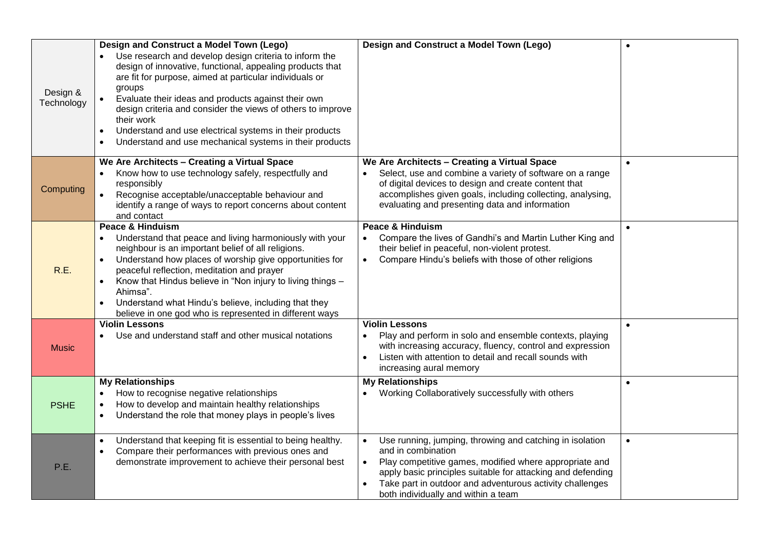| | | | |
|---|---|---|---|
| Design & Technology | **Design and Construct a Model Town (Lego)**<br>• Use research and develop design criteria to inform the design of innovative, functional, appealing products that are fit for purpose, aimed at particular individuals or groups<br>• Evaluate their ideas and products against their own design criteria and consider the views of others to improve their work<br>• Understand and use electrical systems in their products<br>• Understand and use mechanical systems in their products | **Design and Construct a Model Town (Lego)** | • |
| Computing | **We Are Architects – Creating a Virtual Space**<br>• Know how to use technology safely, respectfully and responsibly<br>• Recognise acceptable/unacceptable behaviour and identify a range of ways to report concerns about content and contact | **We Are Architects – Creating a Virtual Space**<br>• Select, use and combine a variety of software on a range of digital devices to design and create content that accomplishes given goals, including collecting, analysing, evaluating and presenting data and information | • |
| R.E. | **Peace & Hinduism**<br>• Understand that peace and living harmoniously with your neighbour is an important belief of all religions.<br>• Understand how places of worship give opportunities for peaceful reflection, meditation and prayer<br>• Know that Hindus believe in "Non injury to living things – Ahimsa".<br>• Understand what Hindu's believe, including that they believe in one god who is represented in different ways | **Peace & Hinduism**<br>• Compare the lives of Gandhi's and Martin Luther King and their belief in peaceful, non-violent protest.<br>• Compare Hindu's beliefs with those of other religions | • |
| Music | **Violin Lessons**<br>• Use and understand staff and other musical notations | **Violin Lessons**<br>• Play and perform in solo and ensemble contexts, playing with increasing accuracy, fluency, control and expression<br>• Listen with attention to detail and recall sounds with increasing aural memory | • |
| PSHE | **My Relationships**<br>• How to recognise negative relationships<br>• How to develop and maintain healthy relationships<br>• Understand the role that money plays in people's lives | **My Relationships**<br>• Working Collaboratively successfully with others | • |
| P.E. | • Understand that keeping fit is essential to being healthy.<br>• Compare their performances with previous ones and demonstrate improvement to achieve their personal best | • Use running, jumping, throwing and catching in isolation and in combination<br>• Play competitive games, modified where appropriate and apply basic principles suitable for attacking and defending<br>• Take part in outdoor and adventurous activity challenges both individually and within a team | • |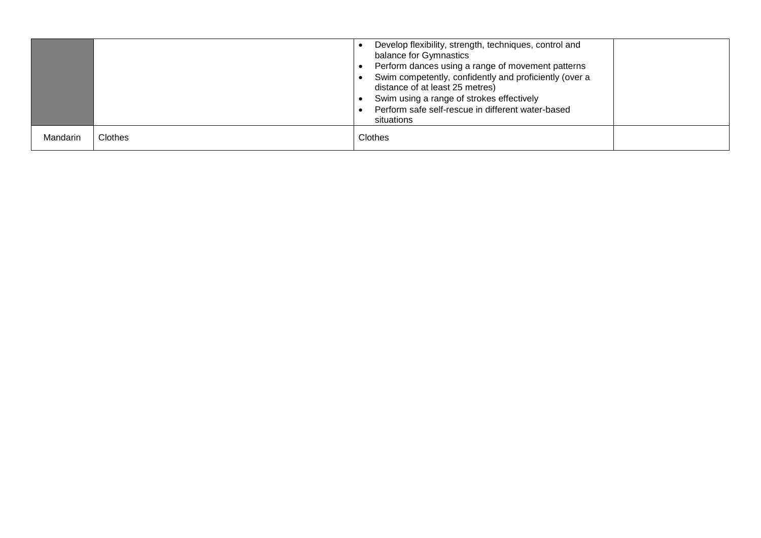| | | | |
|---|---|---|---|
| | | • Develop flexibility, strength, techniques, control and balance for Gymnastics<br>• Perform dances using a range of movement patterns<br>• Swim competently, confidently and proficiently (over a distance of at least 25 metres)<br>• Swim using a range of strokes effectively<br>• Perform safe self-rescue in different water-based situations | |
| Mandarin | Clothes | Clothes | |